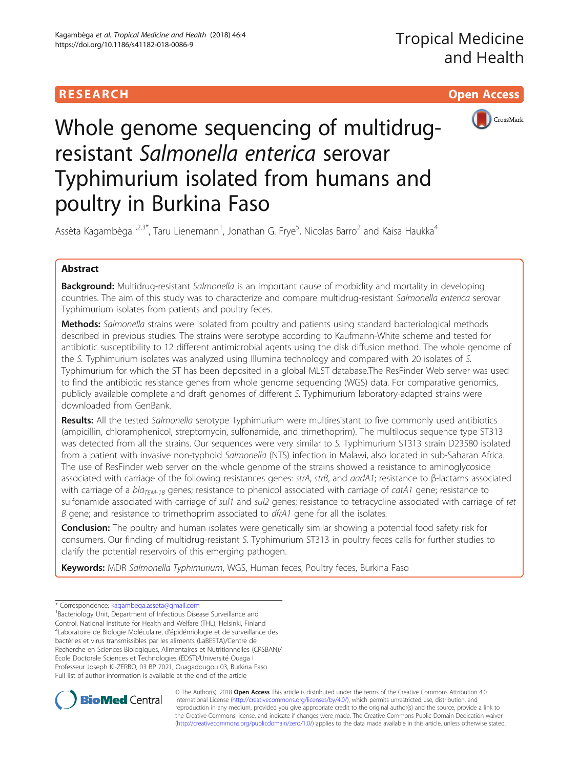RESEARCH

Open Access

# Whole genome sequencing of multidrug-resistant *Salmonella enterica* serovar Typhimurium isolated from humans and poultry in Burkina Faso

Assèta Kagambèga[1,2,3*], Taru Lienemann[1], Jonathan G. Frye[5], Nicolas Barro[2] and Kaisa Haukka[4]

## Abstract

**Background:** Multidrug-resistant *Salmonella* is an important cause of morbidity and mortality in developing countries. The aim of this study was to characterize and compare multidrug-resistant *Salmonella enterica* serovar Typhimurium isolates from patients and poultry feces.

**Methods:** *Salmonella* strains were isolated from poultry and patients using standard bacteriological methods described in previous studies. The strains were serotype according to Kaufmann-White scheme and tested for antibiotic susceptibility to 12 different antimicrobial agents using the disk diffusion method. The whole genome of the *S.* Typhimurium isolates was analyzed using Illumina technology and compared with 20 isolates of *S.* Typhimurium for which the ST has been deposited in a global MLST database.The ResFinder Web server was used to find the antibiotic resistance genes from whole genome sequencing (WGS) data. For comparative genomics, publicly available complete and draft genomes of different *S.* Typhimurium laboratory-adapted strains were downloaded from GenBank.

**Results:** All the tested *Salmonella* serotype Typhimurium were multiresistant to five commonly used antibiotics (ampicillin, chloramphenicol, streptomycin, sulfonamide, and trimethoprim). The multilocus sequence type ST313 was detected from all the strains. Our sequences were very similar to *S.* Typhimurium ST313 strain D23580 isolated from a patient with invasive non-typhoid *Salmonella* (NTS) infection in Malawi, also located in sub-Saharan Africa. The use of ResFinder web server on the whole genome of the strains showed a resistance to aminoglycoside associated with carriage of the following resistances genes: *strA*, *strB*, and *aadA1*; resistance to β-lactams associated with carriage of a $bla_{TEM-1B}$ genes; resistance to phenicol associated with carriage of *catA1* gene; resistance to sulfonamide associated with carriage of *sul1* and *sul2* genes; resistance to tetracycline associated with carriage of *tet B* gene; and resistance to trimethoprim associated to *dfrA1* gene for all the isolates.

**Conclusion:** The poultry and human isolates were genetically similar showing a potential food safety risk for consumers. Our finding of multidrug-resistant *S.* Typhimurium ST313 in poultry feces calls for further studies to clarify the potential reservoirs of this emerging pathogen.

**Keywords:** MDR *Salmonella Typhimurium*, WGS, Human feces, Poultry feces, Burkina Faso

\* Correspondence: kagambega.asseta@gmail.com
[1]Bacteriology Unit, Department of Infectious Disease Surveillance and Control, National Institute for Health and Welfare (THL), Helsinki, Finland
[2]Laboratoire de Biologie Moléculaire, d'épidémiologie et de surveillance des bactéries et virus transmissibles par les aliments (LaBESTA)/Centre de Recherche en Sciences Biologiques, Alimentaires et Nutritionnelles (CRSBAN)/Ecole Doctorale Sciences et Technologies (EDST)/Université Ouaga I Professeur Joseph KI-ZERBO, 03 BP 7021, Ouagadougou 03, Burkina Faso
Full list of author information is available at the end of the article

© The Author(s). 2018 **Open Access** This article is distributed under the terms of the Creative Commons Attribution 4.0 International License (http://creativecommons.org/licenses/by/4.0/), which permits unrestricted use, distribution, and reproduction in any medium, provided you give appropriate credit to the original author(s) and the source, provide a link to the Creative Commons license, and indicate if changes were made. The Creative Commons Public Domain Dedication waiver (http://creativecommons.org/publicdomain/zero/1.0/) applies to the data made available in this article, unless otherwise stated.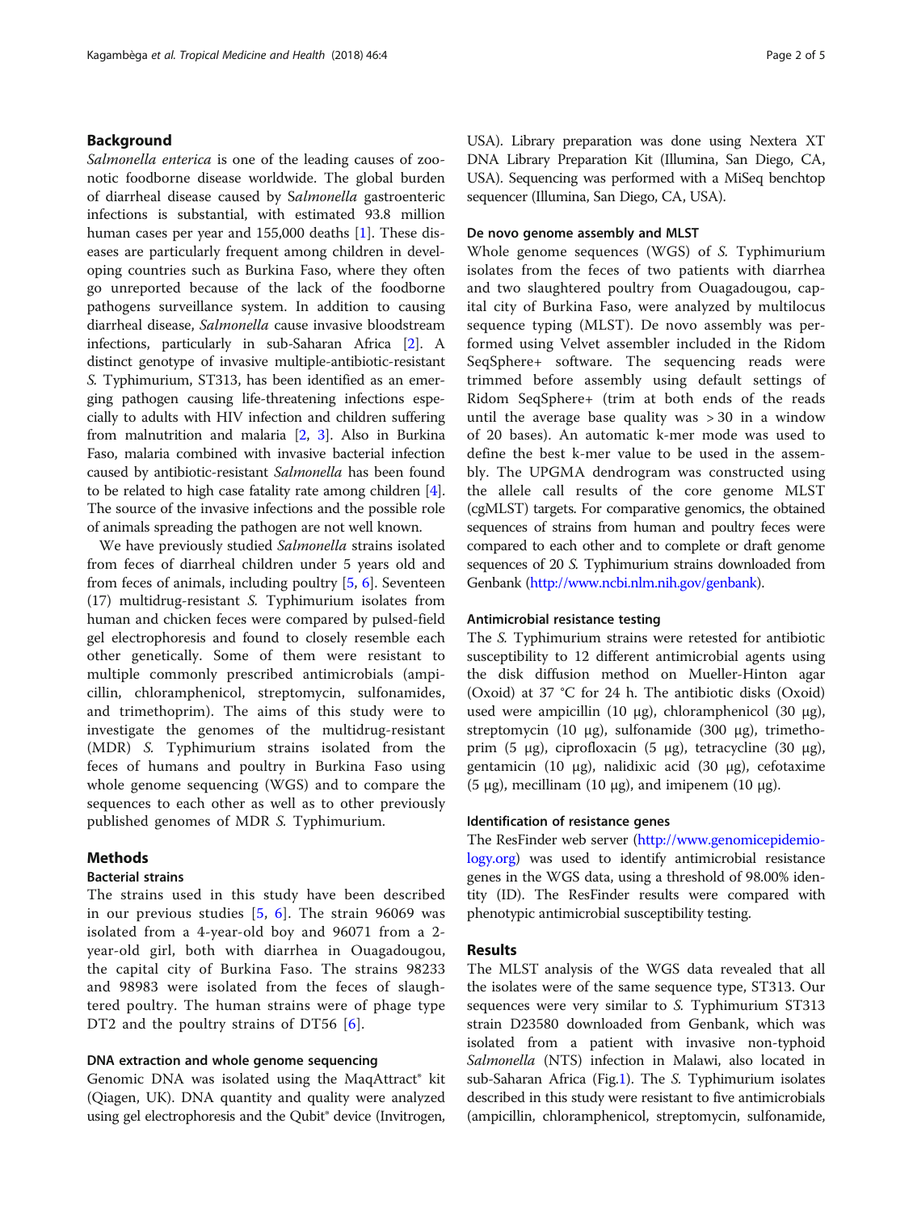## Background

*Salmonella enterica* is one of the leading causes of zoonotic foodborne disease worldwide. The global burden of diarrheal disease caused by *Salmonella* gastroenteric infections is substantial, with estimated 93.8 million human cases per year and 155,000 deaths [1]. These diseases are particularly frequent among children in developing countries such as Burkina Faso, where they often go unreported because of the lack of the foodborne pathogens surveillance system. In addition to causing diarrheal disease, *Salmonella* cause invasive bloodstream infections, particularly in sub-Saharan Africa [2]. A distinct genotype of invasive multiple-antibiotic-resistant *S.* Typhimurium, ST313, has been identified as an emerging pathogen causing life-threatening infections especially to adults with HIV infection and children suffering from malnutrition and malaria [2, 3]. Also in Burkina Faso, malaria combined with invasive bacterial infection caused by antibiotic-resistant *Salmonella* has been found to be related to high case fatality rate among children [4]. The source of the invasive infections and the possible role of animals spreading the pathogen are not well known.

We have previously studied *Salmonella* strains isolated from feces of diarrheal children under 5 years old and from feces of animals, including poultry [5, 6]. Seventeen (17) multidrug-resistant *S.* Typhimurium isolates from human and chicken feces were compared by pulsed-field gel electrophoresis and found to closely resemble each other genetically. Some of them were resistant to multiple commonly prescribed antimicrobials (ampicillin, chloramphenicol, streptomycin, sulfonamides, and trimethoprim). The aims of this study were to investigate the genomes of the multidrug-resistant (MDR) *S.* Typhimurium strains isolated from the feces of humans and poultry in Burkina Faso using whole genome sequencing (WGS) and to compare the sequences to each other as well as to other previously published genomes of MDR *S.* Typhimurium.

## Methods

### Bacterial strains

The strains used in this study have been described in our previous studies [5, 6]. The strain 96069 was isolated from a 4-year-old boy and 96071 from a 2-year-old girl, both with diarrhea in Ouagadougou, the capital city of Burkina Faso. The strains 98233 and 98983 were isolated from the feces of slaughtered poultry. The human strains were of phage type DT2 and the poultry strains of DT56 [6].

### DNA extraction and whole genome sequencing

Genomic DNA was isolated using the MaqAttract® kit (Qiagen, UK). DNA quantity and quality were analyzed using gel electrophoresis and the Qubit® device (Invitrogen, USA). Library preparation was done using Nextera XT DNA Library Preparation Kit (Illumina, San Diego, CA, USA). Sequencing was performed with a MiSeq benchtop sequencer (Illumina, San Diego, CA, USA).

### De novo genome assembly and MLST

Whole genome sequences (WGS) of *S.* Typhimurium isolates from the feces of two patients with diarrhea and two slaughtered poultry from Ouagadougou, capital city of Burkina Faso, were analyzed by multilocus sequence typing (MLST). De novo assembly was performed using Velvet assembler included in the Ridom SeqSphere+ software. The sequencing reads were trimmed before assembly using default settings of Ridom SeqSphere+ (trim at both ends of the reads until the average base quality was > 30 in a window of 20 bases). An automatic k-mer mode was used to define the best k-mer value to be used in the assembly. The UPGMA dendrogram was constructed using the allele call results of the core genome MLST (cgMLST) targets. For comparative genomics, the obtained sequences of strains from human and poultry feces were compared to each other and to complete or draft genome sequences of 20 *S.* Typhimurium strains downloaded from Genbank (http://www.ncbi.nlm.nih.gov/genbank).

### Antimicrobial resistance testing

The *S.* Typhimurium strains were retested for antibiotic susceptibility to 12 different antimicrobial agents using the disk diffusion method on Mueller-Hinton agar (Oxoid) at 37 °C for 24 h. The antibiotic disks (Oxoid) used were ampicillin (10 μg), chloramphenicol (30 μg), streptomycin (10 μg), sulfonamide (300 μg), trimethoprim (5 μg), ciprofloxacin (5 μg), tetracycline (30 μg), gentamicin (10 μg), nalidixic acid (30 μg), cefotaxime (5 μg), mecillinam (10 μg), and imipenem (10 μg).

### Identification of resistance genes

The ResFinder web server (http://www.genomicepidemiology.org) was used to identify antimicrobial resistance genes in the WGS data, using a threshold of 98.00% identity (ID). The ResFinder results were compared with phenotypic antimicrobial susceptibility testing.

## Results

The MLST analysis of the WGS data revealed that all the isolates were of the same sequence type, ST313. Our sequences were very similar to *S.* Typhimurium ST313 strain D23580 downloaded from Genbank, which was isolated from a patient with invasive non-typhoid *Salmonella* (NTS) infection in Malawi, also located in sub-Saharan Africa (Fig.1). The *S.* Typhimurium isolates described in this study were resistant to five antimicrobials (ampicillin, chloramphenicol, streptomycin, sulfonamide,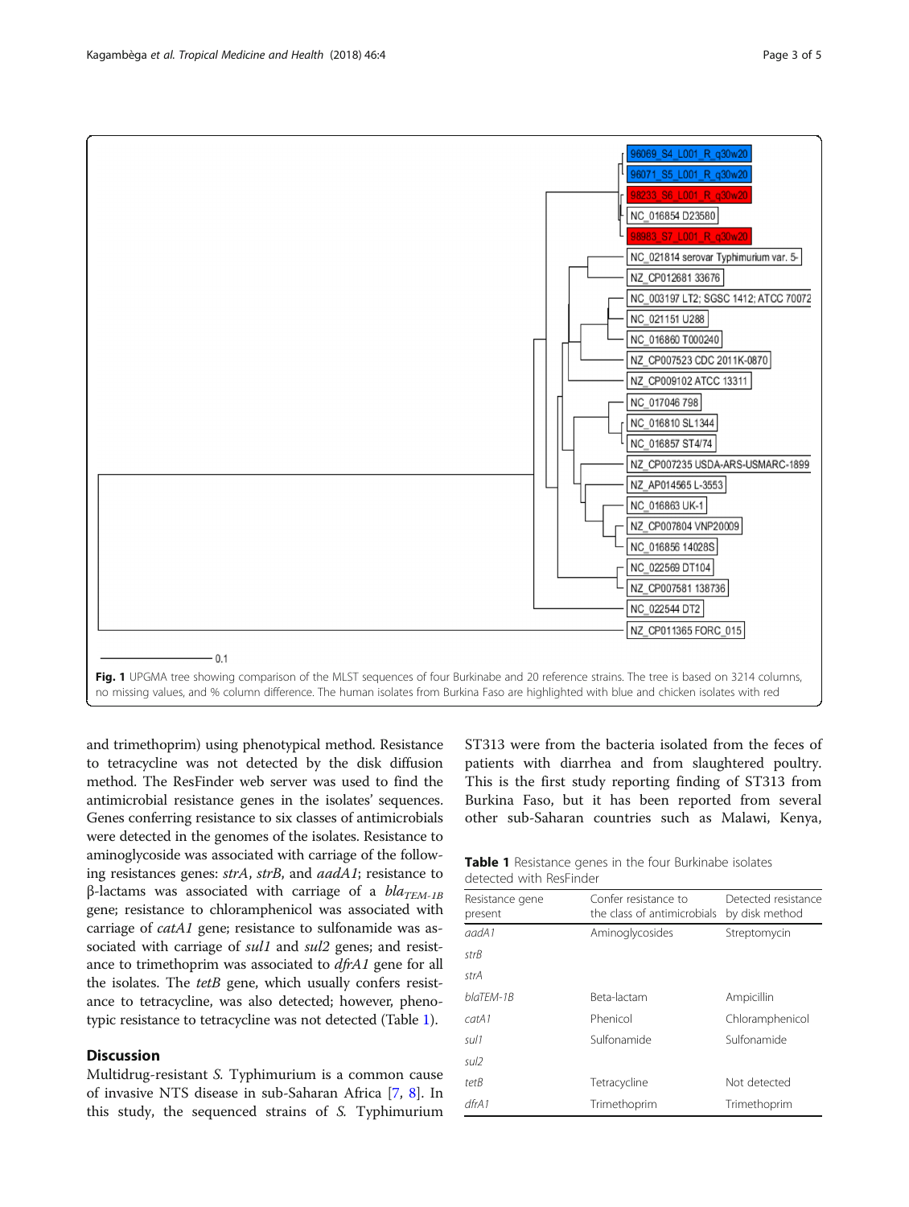Fig. 1 UPGMA tree showing comparison of the MLST sequences of four Burkinabe and 20 reference strains. The tree is based on 3214 columns, no missing values, and % column difference. The human isolates from Burkina Faso are highlighted with blue and chicken isolates with red

and trimethoprim) using phenotypical method. Resistance to tetracycline was not detected by the disk diffusion method. The ResFinder web server was used to find the antimicrobial resistance genes in the isolates' sequences. Genes conferring resistance to six classes of antimicrobials were detected in the genomes of the isolates. Resistance to aminoglycoside was associated with carriage of the following resistances genes: *strA*, *strB*, and *aadA1*; resistance to β-lactams was associated with carriage of a $bla_{TEM-1B}$ gene; resistance to chloramphenicol was associated with carriage of *catA1* gene; resistance to sulfonamide was associated with carriage of *sul1* and *sul2* genes; and resistance to trimethoprim was associated to *dfrA1* gene for all the isolates. The *tetB* gene, which usually confers resistance to tetracycline, was also detected; however, phenotypic resistance to tetracycline was not detected (Table 1).

## Discussion

Multidrug-resistant *S.* Typhimurium is a common cause of invasive NTS disease in sub-Saharan Africa [7, 8]. In this study, the sequenced strains of *S.* Typhimurium ST313 were from the bacteria isolated from the feces of patients with diarrhea and from slaughtered poultry. This is the first study reporting finding of ST313 from Burkina Faso, but it has been reported from several other sub-Saharan countries such as Malawi, Kenya,

**Table 1** Resistance genes in the four Burkinabe isolates detected with ResFinder

| Resistance gene present | Confer resistance to the class of antimicrobials | Detected resistance by disk method |
|---|---|---|
| *aadA1* | Aminoglycosides | Streptomycin |
| *strB* | | |
| *strA* | | |
| *blaTEM-1B* | Beta-lactam | Ampicillin |
| *catA1* | Phenicol | Chloramphenicol |
| *sul1* | Sulfonamide | Sulfonamide |
| *sul2* | | |
| *tetB* | Tetracycline | Not detected |
| *dfrA1* | Trimethoprim | Trimethoprim |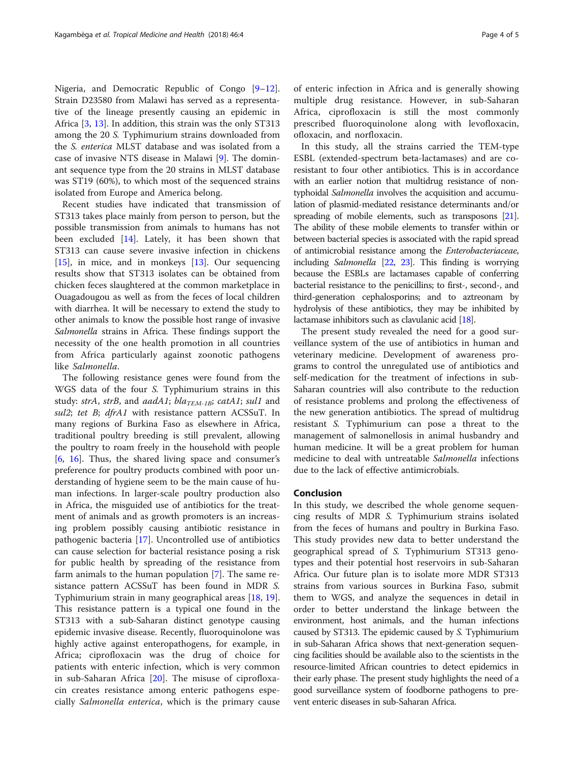Nigeria, and Democratic Republic of Congo [9–12]. Strain D23580 from Malawi has served as a representative of the lineage presently causing an epidemic in Africa [3, 13]. In addition, this strain was the only ST313 among the 20 *S.* Typhimurium strains downloaded from the *S. enterica* MLST database and was isolated from a case of invasive NTS disease in Malawi [9]. The dominant sequence type from the 20 strains in MLST database was ST19 (60%), to which most of the sequenced strains isolated from Europe and America belong.

Recent studies have indicated that transmission of ST313 takes place mainly from person to person, but the possible transmission from animals to humans has not been excluded [14]. Lately, it has been shown that ST313 can cause severe invasive infection in chickens [15], in mice, and in monkeys [13]. Our sequencing results show that ST313 isolates can be obtained from chicken feces slaughtered at the common marketplace in Ouagadougou as well as from the feces of local children with diarrhea. It will be necessary to extend the study to other animals to know the possible host range of invasive *Salmonella* strains in Africa. These findings support the necessity of the one health promotion in all countries from Africa particularly against zoonotic pathogens like *Salmonella*.

The following resistance genes were found from the WGS data of the four *S.* Typhimurium strains in this study: *strA*, *strB*, and *aadA1*; $bla_{TEM-1B}$; *catA1*; *sul1* and *sul2*; *tet B*; *dfrA1* with resistance pattern ACSSuT. In many regions of Burkina Faso as elsewhere in Africa, traditional poultry breeding is still prevalent, allowing the poultry to roam freely in the household with people [6, 16]. Thus, the shared living space and consumer's preference for poultry products combined with poor understanding of hygiene seem to be the main cause of human infections. In larger-scale poultry production also in Africa, the misguided use of antibiotics for the treatment of animals and as growth promoters is an increasing problem possibly causing antibiotic resistance in pathogenic bacteria [17]. Uncontrolled use of antibiotics can cause selection for bacterial resistance posing a risk for public health by spreading of the resistance from farm animals to the human population [7]. The same resistance pattern ACSSuT has been found in MDR *S.* Typhimurium strain in many geographical areas [18, 19]. This resistance pattern is a typical one found in the ST313 with a sub-Saharan distinct genotype causing epidemic invasive disease. Recently, fluoroquinolone was highly active against enteropathogens, for example, in Africa; ciprofloxacin was the drug of choice for patients with enteric infection, which is very common in sub-Saharan Africa [20]. The misuse of ciprofloxacin creates resistance among enteric pathogens especially *Salmonella enterica*, which is the primary cause of enteric infection in Africa and is generally showing multiple drug resistance. However, in sub-Saharan Africa, ciprofloxacin is still the most commonly prescribed fluoroquinolone along with levofloxacin, ofloxacin, and norfloxacin.

In this study, all the strains carried the TEM-type ESBL (extended-spectrum beta-lactamases) and are co-resistant to four other antibiotics. This is in accordance with an earlier notion that multidrug resistance of non-typhoidal *Salmonella* involves the acquisition and accumulation of plasmid-mediated resistance determinants and/or spreading of mobile elements, such as transposons [21]. The ability of these mobile elements to transfer within or between bacterial species is associated with the rapid spread of antimicrobial resistance among the *Enterobacteriaceae*, including *Salmonella* [22, 23]. This finding is worrying because the ESBLs are lactamases capable of conferring bacterial resistance to the penicillins; to first-, second-, and third-generation cephalosporins; and to aztreonam by hydrolysis of these antibiotics, they may be inhibited by lactamase inhibitors such as clavulanic acid [18].

The present study revealed the need for a good surveillance system of the use of antibiotics in human and veterinary medicine. Development of awareness programs to control the unregulated use of antibiotics and self-medication for the treatment of infections in sub-Saharan countries will also contribute to the reduction of resistance problems and prolong the effectiveness of the new generation antibiotics. The spread of multidrug resistant *S.* Typhimurium can pose a threat to the management of salmonellosis in animal husbandry and human medicine. It will be a great problem for human medicine to deal with untreatable *Salmonella* infections due to the lack of effective antimicrobials.

## Conclusion

In this study, we described the whole genome sequencing results of MDR *S.* Typhimurium strains isolated from the feces of humans and poultry in Burkina Faso. This study provides new data to better understand the geographical spread of *S.* Typhimurium ST313 genotypes and their potential host reservoirs in sub-Saharan Africa. Our future plan is to isolate more MDR ST313 strains from various sources in Burkina Faso, submit them to WGS, and analyze the sequences in detail in order to better understand the linkage between the environment, host animals, and the human infections caused by ST313. The epidemic caused by *S.* Typhimurium in sub-Saharan Africa shows that next-generation sequencing facilities should be available also to the scientists in the resource-limited African countries to detect epidemics in their early phase. The present study highlights the need of a good surveillance system of foodborne pathogens to prevent enteric diseases in sub-Saharan Africa.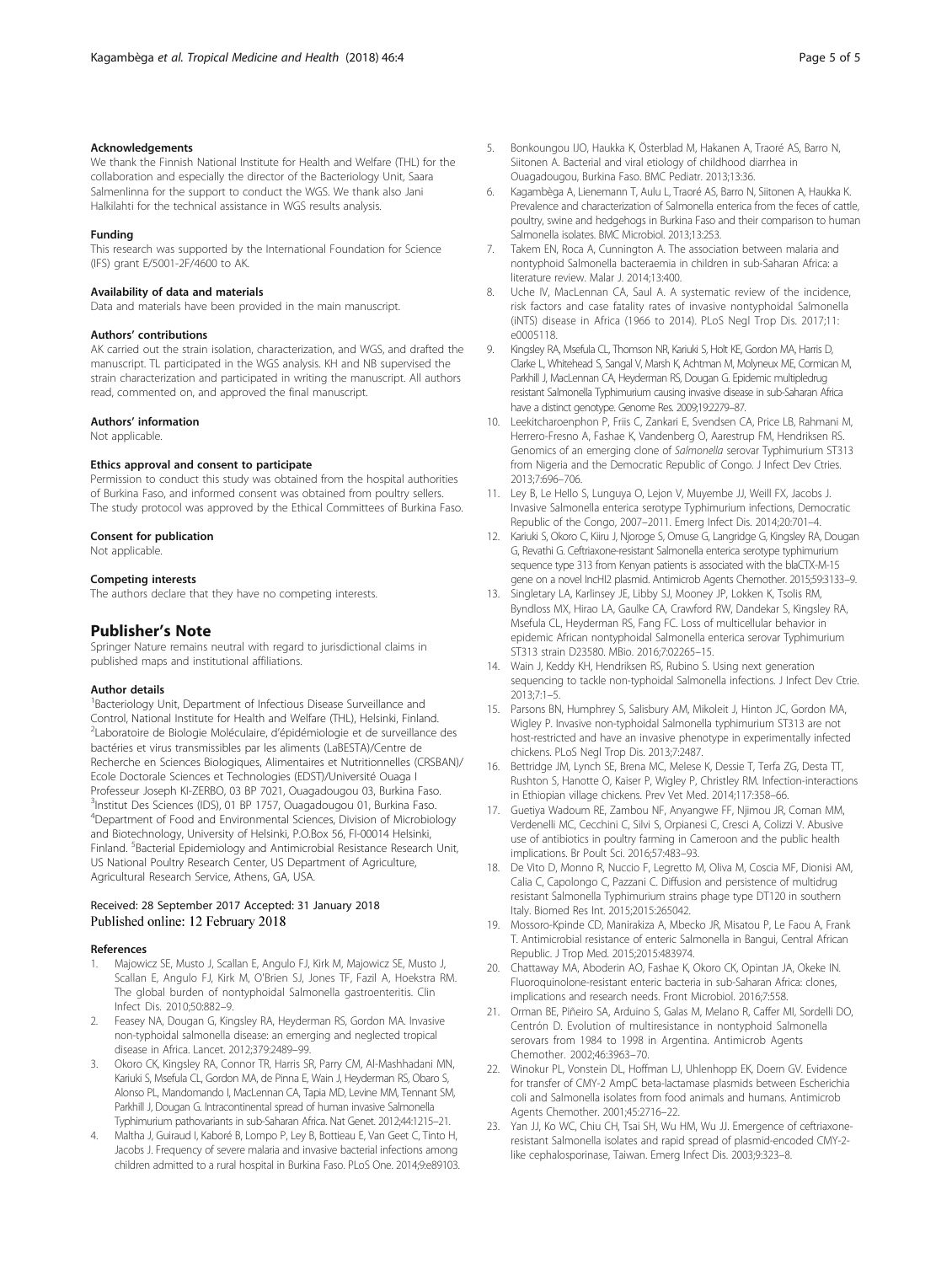#### Acknowledgements

We thank the Finnish National Institute for Health and Welfare (THL) for the collaboration and especially the director of the Bacteriology Unit, Saara Salmenlinna for the support to conduct the WGS. We thank also Jani Halkilahti for the technical assistance in WGS results analysis.

#### Funding

This research was supported by the International Foundation for Science (IFS) grant E/5001-2F/4600 to AK.

#### Availability of data and materials

Data and materials have been provided in the main manuscript.

#### Authors' contributions

AK carried out the strain isolation, characterization, and WGS, and drafted the manuscript. TL participated in the WGS analysis. KH and NB supervised the strain characterization and participated in writing the manuscript. All authors read, commented on, and approved the final manuscript.

#### Authors' information

Not applicable.

#### Ethics approval and consent to participate

Permission to conduct this study was obtained from the hospital authorities of Burkina Faso, and informed consent was obtained from poultry sellers. The study protocol was approved by the Ethical Committees of Burkina Faso.

#### Consent for publication

Not applicable.

#### Competing interests

The authors declare that they have no competing interests.

## Publisher's Note

Springer Nature remains neutral with regard to jurisdictional claims in published maps and institutional affiliations.

#### Author details

[1]Bacteriology Unit, Department of Infectious Disease Surveillance and Control, National Institute for Health and Welfare (THL), Helsinki, Finland. [2]Laboratoire de Biologie Moléculaire, d'épidémiologie et de surveillance des bactéries et virus transmissibles par les aliments (LaBESTA)/Centre de Recherche en Sciences Biologiques, Alimentaires et Nutritionnelles (CRSBAN)/ Ecole Doctorale Sciences et Technologies (EDST)/Université Ouaga I Professeur Joseph KI-ZERBO, 03 BP 7021, Ouagadougou 03, Burkina Faso. [3]Institut Des Sciences (IDS), 01 BP 1757, Ouagadougou 01, Burkina Faso. [4]Department of Food and Environmental Sciences, Division of Microbiology and Biotechnology, University of Helsinki, P.O.Box 56, FI-00014 Helsinki, Finland. [5]Bacterial Epidemiology and Antimicrobial Resistance Research Unit, US National Poultry Research Center, US Department of Agriculture, Agricultural Research Service, Athens, GA, USA.

Received: 28 September 2017 Accepted: 31 January 2018
Published online: 12 February 2018

#### References

1. Majowicz SE, Musto J, Scallan E, Angulo FJ, Kirk M, Majowicz SE, Musto J, Scallan E, Angulo FJ, Kirk M, O'Brien SJ, Jones TF, Fazil A, Hoekstra RM. The global burden of nontyphoidal Salmonella gastroenteritis. Clin Infect Dis. 2010;50:882–9.
2. Feasey NA, Dougan G, Kingsley RA, Heyderman RS, Gordon MA. Invasive non-typhoidal salmonella disease: an emerging and neglected tropical disease in Africa. Lancet. 2012;379:2489–99.
3. Okoro CK, Kingsley RA, Connor TR, Harris SR, Parry CM, Al-Mashhadani MN, Kariuki S, Msefula CL, Gordon MA, de Pinna E, Wain J, Heyderman RS, Obaro S, Alonso PL, Mandomando I, MacLennan CA, Tapia MD, Levine MM, Tennant SM, Parkhill J, Dougan G. Intracontinental spread of human invasive Salmonella Typhimurium pathovariants in sub-Saharan Africa. Nat Genet. 2012;44:1215–21.
4. Maltha J, Guiraud I, Kaboré B, Lompo P, Ley B, Bottieau E, Van Geet C, Tinto H, Jacobs J. Frequency of severe malaria and invasive bacterial infections among children admitted to a rural hospital in Burkina Faso. PLoS One. 2014;9:e89103.
5. Bonkoungou IJO, Haukka K, Österblad M, Hakanen A, Traoré AS, Barro N, Siitonen A. Bacterial and viral etiology of childhood diarrhea in Ouagadougou, Burkina Faso. BMC Pediatr. 2013;13:36.
6. Kagambèga A, Lienemann T, Aulu L, Traoré AS, Barro N, Siitonen A, Haukka K. Prevalence and characterization of Salmonella enterica from the feces of cattle, poultry, swine and hedgehogs in Burkina Faso and their comparison to human Salmonella isolates. BMC Microbiol. 2013;13:253.
7. Takem EN, Roca A, Cunnington A. The association between malaria and nontyphoid Salmonella bacteraemia in children in sub-Saharan Africa: a literature review. Malar J. 2014;13:400.
8. Uche IV, MacLennan CA, Saul A. A systematic review of the incidence, risk factors and case fatality rates of invasive nontyphoidal Salmonella (iNTS) disease in Africa (1966 to 2014). PLoS Negl Trop Dis. 2017;11: e0005118.
9. Kingsley RA, Msefula CL, Thomson NR, Kariuki S, Holt KE, Gordon MA, Harris D, Clarke L, Whitehead S, Sangal V, Marsh K, Achtman M, Molyneux ME, Cormican M, Parkhill J, MacLennan CA, Heyderman RS, Dougan G. Epidemic multipledrug resistant Salmonella Typhimurium causing invasive disease in sub-Saharan Africa have a distinct genotype. Genome Res. 2009;19:2279–87.
10. Leekitcharoenphon P, Friis C, Zankari E, Svendsen CA, Price LB, Rahmani M, Herrero-Fresno A, Fashae K, Vandenberg O, Aarestrup FM, Hendriksen RS. Genomics of an emerging clone of *Salmonella* serovar Typhimurium ST313 from Nigeria and the Democratic Republic of Congo. J Infect Dev Ctries. 2013;7:696–706.
11. Ley B, Le Hello S, Lunguya O, Lejon V, Muyembe JJ, Weill FX, Jacobs J. Invasive Salmonella enterica serotype Typhimurium infections, Democratic Republic of the Congo, 2007–2011. Emerg Infect Dis. 2014;20:701–4.
12. Kariuki S, Okoro C, Kiiru J, Njoroge S, Omuse G, Langridge G, Kingsley RA, Dougan G, Revathi G. Ceftriaxone-resistant Salmonella enterica serotype typhimurium sequence type 313 from Kenyan patients is associated with the blaCTX-M-15 gene on a novel IncHI2 plasmid. Antimicrob Agents Chemother. 2015;59:3133–9.
13. Singletary LA, Karlinsey JE, Libby SJ, Mooney JP, Lokken K, Tsolis RM, Byndloss MX, Hirao LA, Gaulke CA, Crawford RW, Dandekar S, Kingsley RA, Msefula CL, Heyderman RS, Fang FC. Loss of multicellular behavior in epidemic African nontyphoidal Salmonella enterica serovar Typhimurium ST313 strain D23580. MBio. 2016;7:02265–15.
14. Wain J, Keddy KH, Hendriksen RS, Rubino S. Using next generation sequencing to tackle non-typhoidal Salmonella infections. J Infect Dev Ctrie. 2013;7:1–5.
15. Parsons BN, Humphrey S, Salisbury AM, Mikoleit J, Hinton JC, Gordon MA, Wigley P. Invasive non-typhoidal Salmonella typhimurium ST313 are not host-restricted and have an invasive phenotype in experimentally infected chickens. PLoS Negl Trop Dis. 2013;7:2487.
16. Bettridge JM, Lynch SE, Brena MC, Melese K, Dessie T, Terfa ZG, Desta TT, Rushton S, Hanotte O, Kaiser P, Wigley P, Christley RM. Infection-interactions in Ethiopian village chickens. Prev Vet Med. 2014;117:358–66.
17. Guetiya Wadoum RE, Zambou NF, Anyangwe FF, Njimou JR, Coman MM, Verdenelli MC, Cecchini C, Silvi S, Orpianesi C, Cresci A, Colizzi V. Abusive use of antibiotics in poultry farming in Cameroon and the public health implications. Br Poult Sci. 2016;57:483–93.
18. De Vito D, Monno R, Nuccio F, Legretto M, Oliva M, Coscia MF, Dionisi AM, Calia C, Capolongo C, Pazzani C. Diffusion and persistence of multidrug resistant Salmonella Typhimurium strains phage type DT120 in southern Italy. Biomed Res Int. 2015;2015:265042.
19. Mossoro-Kpinde CD, Manirakiza A, Mbecko JR, Misatou P, Le Faou A, Frank T. Antimicrobial resistance of enteric Salmonella in Bangui, Central African Republic. J Trop Med. 2015;2015:483974.
20. Chattaway MA, Aboderin AO, Fashae K, Okoro CK, Opintan JA, Okeke IN. Fluoroquinolone-resistant enteric bacteria in sub-Saharan Africa: clones, implications and research needs. Front Microbiol. 2016;7:558.
21. Orman BE, Piñeiro SA, Arduino S, Galas M, Melano R, Caffer MI, Sordelli DO, Centrón D. Evolution of multiresistance in nontyphoid Salmonella serovars from 1984 to 1998 in Argentina. Antimicrob Agents Chemother. 2002;46:3963–70.
22. Winokur PL, Vonstein DL, Hoffman LJ, Uhlenhopp EK, Doern GV. Evidence for transfer of CMY-2 AmpC beta-lactamase plasmids between Escherichia coli and Salmonella isolates from food animals and humans. Antimicrob Agents Chemother. 2001;45:2716–22.
23. Yan JJ, Ko WC, Chiu CH, Tsai SH, Wu HM, Wu JJ. Emergence of ceftriaxone-resistant Salmonella isolates and rapid spread of plasmid-encoded CMY-2-like cephalosporinase, Taiwan. Emerg Infect Dis. 2003;9:323–8.